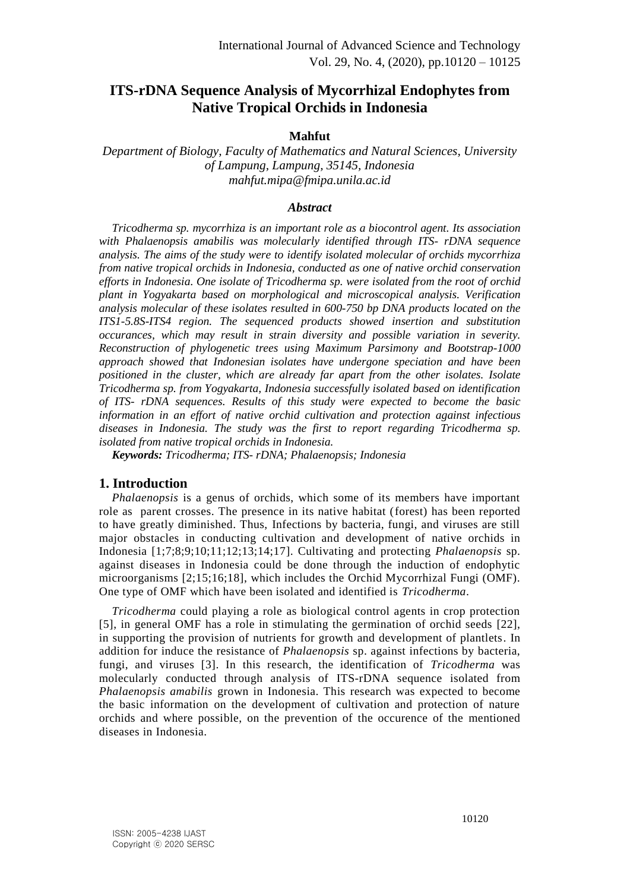# ITS-rDNA Sequence Analysis of Mycorrhizal Endophytes from Native Tropical Orchids in Indonesia

**Mahfut**

*Department of Biology, Faculty of Mathematics and Natural Sciences, University of Lampung, Lampung, 35145, Indonesia*
*mahfut.mipa@fmipa.unila.ac.id*

### *Abstract*

*Tricodherma sp. mycorrhiza is an important role as a biocontrol agent. Its association with Phalaenopsis amabilis was molecularly identified through ITS- rDNA sequence analysis. The aims of the study were to identify isolated molecular of orchids mycorrhiza from native tropical orchids in Indonesia, conducted as one of native orchid conservation efforts in Indonesia. One isolate of Tricodherma sp. were isolated from the root of orchid plant in Yogyakarta based on morphological and microscopical analysis. Verification analysis molecular of these isolates resulted in 600-750 bp DNA products located on the ITS1-5.8S-ITS4 region. The sequenced products showed insertion and substitution occurances, which may result in strain diversity and possible variation in severity. Reconstruction of phylogenetic trees using Maximum Parsimony and Bootstrap-1000 approach showed that Indonesian isolates have undergone speciation and have been positioned in the cluster, which are already far apart from the other isolates. Isolate Tricodherma sp. from Yogyakarta, Indonesia successfully isolated based on identification of ITS- rDNA sequences. Results of this study were expected to become the basic information in an effort of native orchid cultivation and protection against infectious diseases in Indonesia. The study was the first to report regarding Tricodherma sp. isolated from native tropical orchids in Indonesia.*

***Keywords:*** *Tricodherma; ITS- rDNA; Phalaenopsis; Indonesia*

## 1. Introduction

*Phalaenopsis* is a genus of orchids, which some of its members have important role as parent crosses. The presence in its native habitat (forest) has been reported to have greatly diminished. Thus, Infections by bacteria, fungi, and viruses are still major obstacles in conducting cultivation and development of native orchids in Indonesia [1;7;8;9;10;11;12;13;14;17]. Cultivating and protecting *Phalaenopsis* sp. against diseases in Indonesia could be done through the induction of endophytic microorganisms [2;15;16;18], which includes the Orchid Mycorrhizal Fungi (OMF). One type of OMF which have been isolated and identified is *Tricodherma*.

*Tricodherma* could playing a role as biological control agents in crop protection [5], in general OMF has a role in stimulating the germination of orchid seeds [22], in supporting the provision of nutrients for growth and development of plantlets. In addition for induce the resistance of *Phalaenopsis* sp. against infections by bacteria, fungi, and viruses [3]. In this research, the identification of *Tricodherma* was molecularly conducted through analysis of ITS-rDNA sequence isolated from *Phalaenopsis amabilis* grown in Indonesia. This research was expected to become the basic information on the development of cultivation and protection of nature orchids and where possible, on the prevention of the occurence of the mentioned diseases in Indonesia.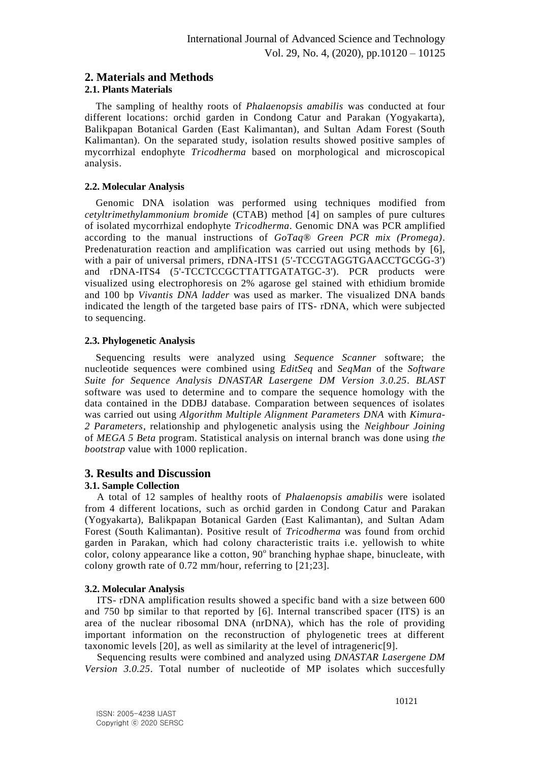## 2. Materials and Methods

### 2.1. Plants Materials

The sampling of healthy roots of *Phalaenopsis amabilis* was conducted at four different locations: orchid garden in Condong Catur and Parakan (Yogyakarta), Balikpapan Botanical Garden (East Kalimantan), and Sultan Adam Forest (South Kalimantan). On the separated study, isolation results showed positive samples of mycorrhizal endophyte *Tricodherma* based on morphological and microscopical analysis.

### 2.2. Molecular Analysis

Genomic DNA isolation was performed using techniques modified from *cetyltrimethylammonium bromide* (CTAB) method [4] on samples of pure cultures of isolated mycorrhizal endophyte *Tricodherma*. Genomic DNA was PCR amplified according to the manual instructions of *GoTaq® Green PCR mix (Promega)*. Predenaturation reaction and amplification was carried out using methods by [6], with a pair of universal primers, rDNA-ITS1 (5'-TCCGTAGGTGAACCTGCGG-3') and rDNA-ITS4 (5'-TCCTCCGCTTATTGATATGC-3'). PCR products were visualized using electrophoresis on 2% agarose gel stained with ethidium bromide and 100 bp *Vivantis DNA ladder* was used as marker. The visualized DNA bands indicated the length of the targeted base pairs of ITS- rDNA, which were subjected to sequencing.

### 2.3. Phylogenetic Analysis

Sequencing results were analyzed using *Sequence Scanner* software; the nucleotide sequences were combined using *EditSeq* and *SeqMan* of the *Software Suite for Sequence Analysis DNASTAR Lasergene DM Version 3.0.25*. *BLAST* software was used to determine and to compare the sequence homology with the data contained in the DDBJ database. Comparation between sequences of isolates was carried out using *Algorithm Multiple Alignment Parameters DNA* with *Kimura-2 Parameters*, relationship and phylogenetic analysis using the *Neighbour Joining* of *MEGA 5 Beta* program. Statistical analysis on internal branch was done using *the bootstrap* value with 1000 replication.

## 3. Results and Discussion

### 3.1. Sample Collection

A total of 12 samples of healthy roots of *Phalaenopsis amabilis* were isolated from 4 different locations, such as orchid garden in Condong Catur and Parakan (Yogyakarta), Balikpapan Botanical Garden (East Kalimantan), and Sultan Adam Forest (South Kalimantan). Positive result of *Tricodherma* was found from orchid garden in Parakan, which had colony characteristic traits i.e. yellowish to white color, colony appearance like a cotton, $90^{o}$ branching hyphae shape, binucleate, with colony growth rate of 0.72 mm/hour, referring to [21;23].

### 3.2. Molecular Analysis

ITS- rDNA amplification results showed a specific band with a size between 600 and 750 bp similar to that reported by [6]. Internal transcribed spacer (ITS) is an area of the nuclear ribosomal DNA (nrDNA), which has the role of providing important information on the reconstruction of phylogenetic trees at different taxonomic levels [20], as well as similarity at the level of intrageneric[9].

Sequencing results were combined and analyzed using *DNASTAR Lasergene DM Version 3.0.25*. Total number of nucleotide of MP isolates which succesfully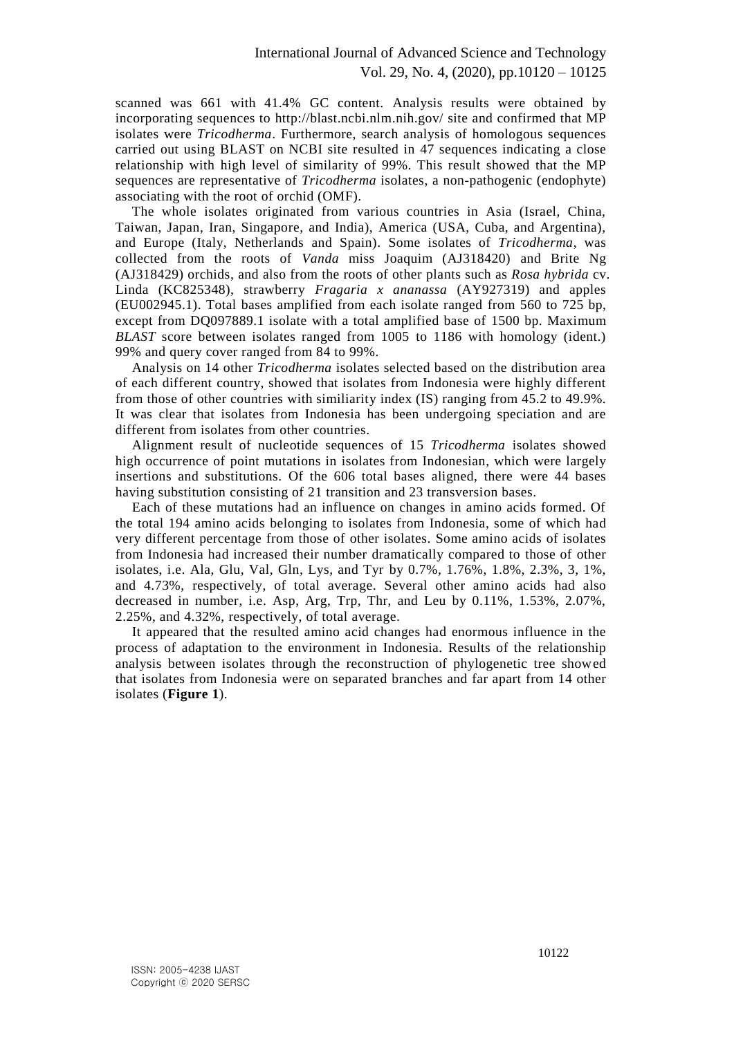scanned was 661 with 41.4% GC content. Analysis results were obtained by incorporating sequences to http://blast.ncbi.nlm.nih.gov/ site and confirmed that MP isolates were *Tricodherma*. Furthermore, search analysis of homologous sequences carried out using BLAST on NCBI site resulted in 47 sequences indicating a close relationship with high level of similarity of 99%. This result showed that the MP sequences are representative of *Tricodherma* isolates, a non-pathogenic (endophyte) associating with the root of orchid (OMF).

The whole isolates originated from various countries in Asia (Israel, China, Taiwan, Japan, Iran, Singapore, and India), America (USA, Cuba, and Argentina), and Europe (Italy, Netherlands and Spain). Some isolates of *Tricodherma*, was collected from the roots of *Vanda* miss Joaquim (AJ318420) and Brite Ng (AJ318429) orchids, and also from the roots of other plants such as *Rosa hybrida* cv. Linda (KC825348), strawberry *Fragaria x ananassa* (AY927319) and apples (EU002945.1). Total bases amplified from each isolate ranged from 560 to 725 bp, except from DQ097889.1 isolate with a total amplified base of 1500 bp. Maximum *BLAST* score between isolates ranged from 1005 to 1186 with homology (ident.) 99% and query cover ranged from 84 to 99%.

Analysis on 14 other *Tricodherma* isolates selected based on the distribution area of each different country, showed that isolates from Indonesia were highly different from those of other countries with similiarity index (IS) ranging from 45.2 to 49.9%. It was clear that isolates from Indonesia has been undergoing speciation and are different from isolates from other countries.

Alignment result of nucleotide sequences of 15 *Tricodherma* isolates showed high occurrence of point mutations in isolates from Indonesian, which were largely insertions and substitutions. Of the 606 total bases aligned, there were 44 bases having substitution consisting of 21 transition and 23 transversion bases.

Each of these mutations had an influence on changes in amino acids formed. Of the total 194 amino acids belonging to isolates from Indonesia, some of which had very different percentage from those of other isolates. Some amino acids of isolates from Indonesia had increased their number dramatically compared to those of other isolates, i.e. Ala, Glu, Val, Gln, Lys, and Tyr by 0.7%, 1.76%, 1.8%, 2.3%, 3, 1%, and 4.73%, respectively, of total average. Several other amino acids had also decreased in number, i.e. Asp, Arg, Trp, Thr, and Leu by 0.11%, 1.53%, 2.07%, 2.25%, and 4.32%, respectively, of total average.

It appeared that the resulted amino acid changes had enormous influence in the process of adaptation to the environment in Indonesia. Results of the relationship analysis between isolates through the reconstruction of phylogenetic tree showed that isolates from Indonesia were on separated branches and far apart from 14 other isolates (**Figure 1**).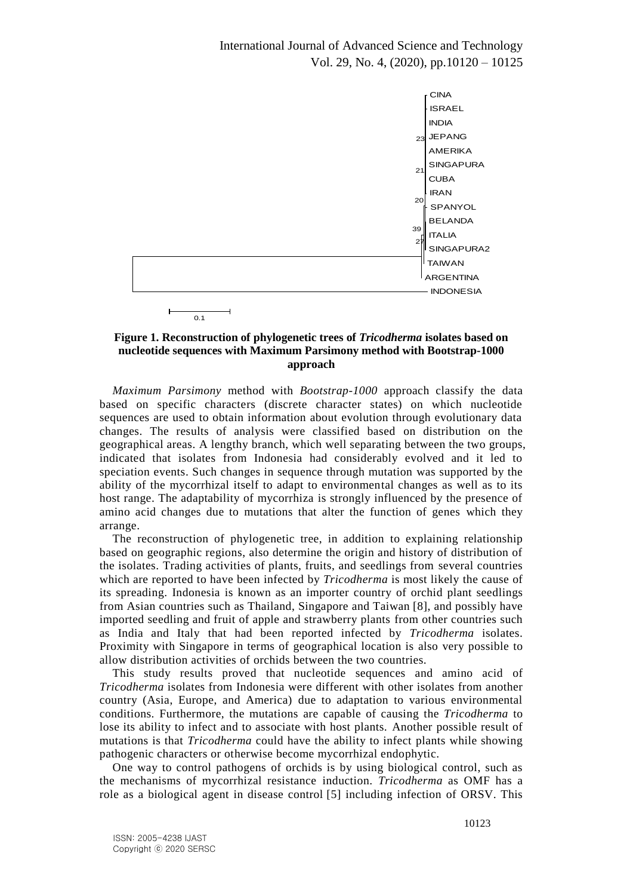**Figure 1. Reconstruction of phylogenetic trees of *Tricodherma* isolates based on nucleotide sequences with Maximum Parsimony method with Bootstrap-1000 approach**

*Maximum Parsimony* method with *Bootstrap-1000* approach classify the data based on specific characters (discrete character states) on which nucleotide sequences are used to obtain information about evolution through evolutionary data changes. The results of analysis were classified based on distribution on the geographical areas. A lengthy branch, which well separating between the two groups, indicated that isolates from Indonesia had considerably evolved and it led to speciation events. Such changes in sequence through mutation was supported by the ability of the mycorrhizal itself to adapt to environmental changes as well as to its host range. The adaptability of mycorrhiza is strongly influenced by the presence of amino acid changes due to mutations that alter the function of genes which they arrange.

The reconstruction of phylogenetic tree, in addition to explaining relationship based on geographic regions, also determine the origin and history of distribution of the isolates. Trading activities of plants, fruits, and seedlings from several countries which are reported to have been infected by *Tricodherma* is most likely the cause of its spreading. Indonesia is known as an importer country of orchid plant seedlings from Asian countries such as Thailand, Singapore and Taiwan [8], and possibly have imported seedling and fruit of apple and strawberry plants from other countries such as India and Italy that had been reported infected by *Tricodherma* isolates. Proximity with Singapore in terms of geographical location is also very possible to allow distribution activities of orchids between the two countries.

This study results proved that nucleotide sequences and amino acid of *Tricodherma* isolates from Indonesia were different with other isolates from another country (Asia, Europe, and America) due to adaptation to various environmental conditions. Furthermore, the mutations are capable of causing the *Tricodherma* to lose its ability to infect and to associate with host plants. Another possible result of mutations is that *Tricodherma* could have the ability to infect plants while showing pathogenic characters or otherwise become mycorrhizal endophytic.

One way to control pathogens of orchids is by using biological control, such as the mechanisms of mycorrhizal resistance induction. *Tricodherma* as OMF has a role as a biological agent in disease control [5] including infection of ORSV. This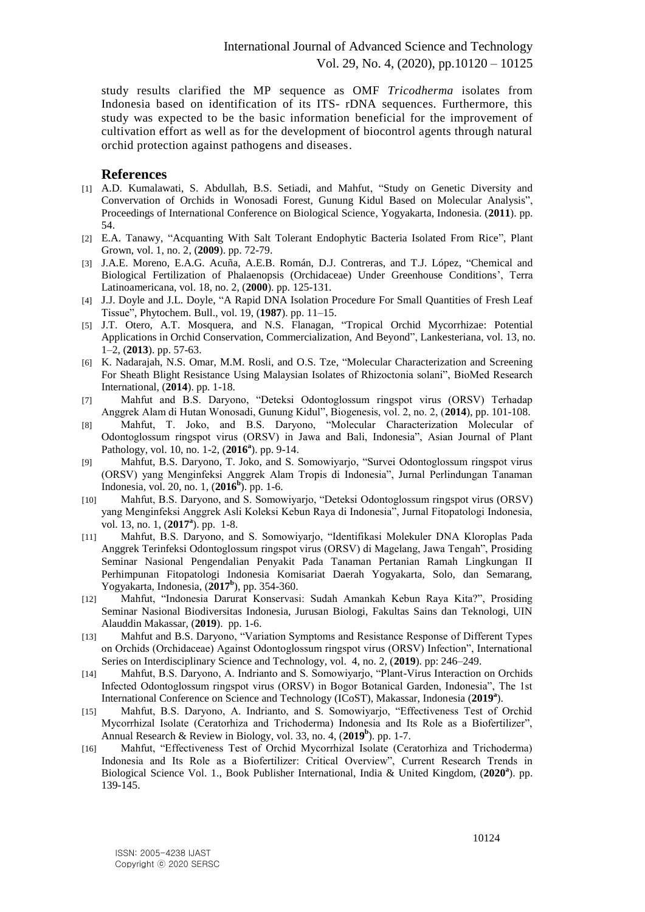study results clarified the MP sequence as OMF *Tricodherma* isolates from Indonesia based on identification of its ITS- rDNA sequences. Furthermore, this study was expected to be the basic information beneficial for the improvement of cultivation effort as well as for the development of biocontrol agents through natural orchid protection against pathogens and diseases.

## References

[1] A.D. Kumalawati, S. Abdullah, B.S. Setiadi, and Mahfut, "Study on Genetic Diversity and Convervation of Orchids in Wonosadi Forest, Gunung Kidul Based on Molecular Analysis", Proceedings of International Conference on Biological Science, Yogyakarta, Indonesia. (**2011**). pp. 54.

[2] E.A. Tanawy, "Acquanting With Salt Tolerant Endophytic Bacteria Isolated From Rice", Plant Grown, vol. 1, no. 2, (**2009**). pp. 72-79.

[3] J.A.E. Moreno, E.A.G. Acuña, A.E.B. Román, D.J. Contreras, and T.J. López, "Chemical and Biological Fertilization of Phalaenopsis (Orchidaceae) Under Greenhouse Conditions', Terra Latinoamericana, vol. 18, no. 2, (**2000**). pp. 125-131.

[4] J.J. Doyle and J.L. Doyle, "A Rapid DNA Isolation Procedure For Small Quantities of Fresh Leaf Tissue", Phytochem. Bull., vol. 19, (**1987**). pp. 11–15.

[5] J.T. Otero, A.T. Mosquera, and N.S. Flanagan, "Tropical Orchid Mycorrhizae: Potential Applications in Orchid Conservation, Commercialization, And Beyond", Lankesteriana, vol. 13, no. 1–2, (**2013**). pp. 57-63.

[6] K. Nadarajah, N.S. Omar, M.M. Rosli, and O.S. Tze, "Molecular Characterization and Screening For Sheath Blight Resistance Using Malaysian Isolates of Rhizoctonia solani", BioMed Research International, (**2014**). pp. 1-18.

[7] Mahfut and B.S. Daryono, "Deteksi Odontoglossum ringspot virus (ORSV) Terhadap Anggrek Alam di Hutan Wonosadi, Gunung Kidul", Biogenesis, vol. 2, no. 2, (**2014**), pp. 101-108.

[8] Mahfut, T. Joko, and B.S. Daryono, "Molecular Characterization Molecular of Odontoglossum ringspot virus (ORSV) in Jawa and Bali, Indonesia", Asian Journal of Plant Pathology, vol. 10, no. 1-2, (**2016[a]**). pp. 9-14.

[9] Mahfut, B.S. Daryono, T. Joko, and S. Somowiyarjo, "Survei Odontoglossum ringspot virus (ORSV) yang Menginfeksi Anggrek Alam Tropis di Indonesia", Jurnal Perlindungan Tanaman Indonesia, vol. 20, no. 1, (**2016[b]**). pp. 1-6.

[10] Mahfut, B.S. Daryono, and S. Somowiyarjo, "Deteksi Odontoglossum ringspot virus (ORSV) yang Menginfeksi Anggrek Asli Koleksi Kebun Raya di Indonesia", Jurnal Fitopatologi Indonesia, vol. 13, no. 1, (**2017[a]**). pp. 1-8.

[11] Mahfut, B.S. Daryono, and S. Somowiyarjo, "Identifikasi Molekuler DNA Kloroplas Pada Anggrek Terinfeksi Odontoglossum ringspot virus (ORSV) di Magelang, Jawa Tengah", Prosiding Seminar Nasional Pengendalian Penyakit Pada Tanaman Pertanian Ramah Lingkungan II Perhimpunan Fitopatologi Indonesia Komisariat Daerah Yogyakarta, Solo, dan Semarang, Yogyakarta, Indonesia, (**2017[b]**), pp. 354-360.

[12] Mahfut, "Indonesia Darurat Konservasi: Sudah Amankah Kebun Raya Kita?", Prosiding Seminar Nasional Biodiversitas Indonesia, Jurusan Biologi, Fakultas Sains dan Teknologi, UIN Alauddin Makassar, (**2019**). pp. 1-6.

[13] Mahfut and B.S. Daryono, "Variation Symptoms and Resistance Response of Different Types on Orchids (Orchidaceae) Against Odontoglossum ringspot virus (ORSV) Infection", International Series on Interdisciplinary Science and Technology, vol. 4, no. 2, (**2019**). pp: 246–249.

[14] Mahfut, B.S. Daryono, A. Indrianto and S. Somowiyarjo, "Plant-Virus Interaction on Orchids Infected Odontoglossum ringspot virus (ORSV) in Bogor Botanical Garden, Indonesia", The 1st International Conference on Science and Technology (ICoST), Makassar, Indonesia (**2019[a]**).

[15] Mahfut, B.S. Daryono, A. Indrianto, and S. Somowiyarjo, "Effectiveness Test of Orchid Mycorrhizal Isolate (Ceratorhiza and Trichoderma) Indonesia and Its Role as a Biofertilizer", Annual Research & Review in Biology, vol. 33, no. 4, (**2019[b]**). pp. 1-7.

[16] Mahfut, "Effectiveness Test of Orchid Mycorrhizal Isolate (Ceratorhiza and Trichoderma) Indonesia and Its Role as a Biofertilizer: Critical Overview", Current Research Trends in Biological Science Vol. 1., Book Publisher International, India & United Kingdom, (**2020[a]**). pp. 139-145.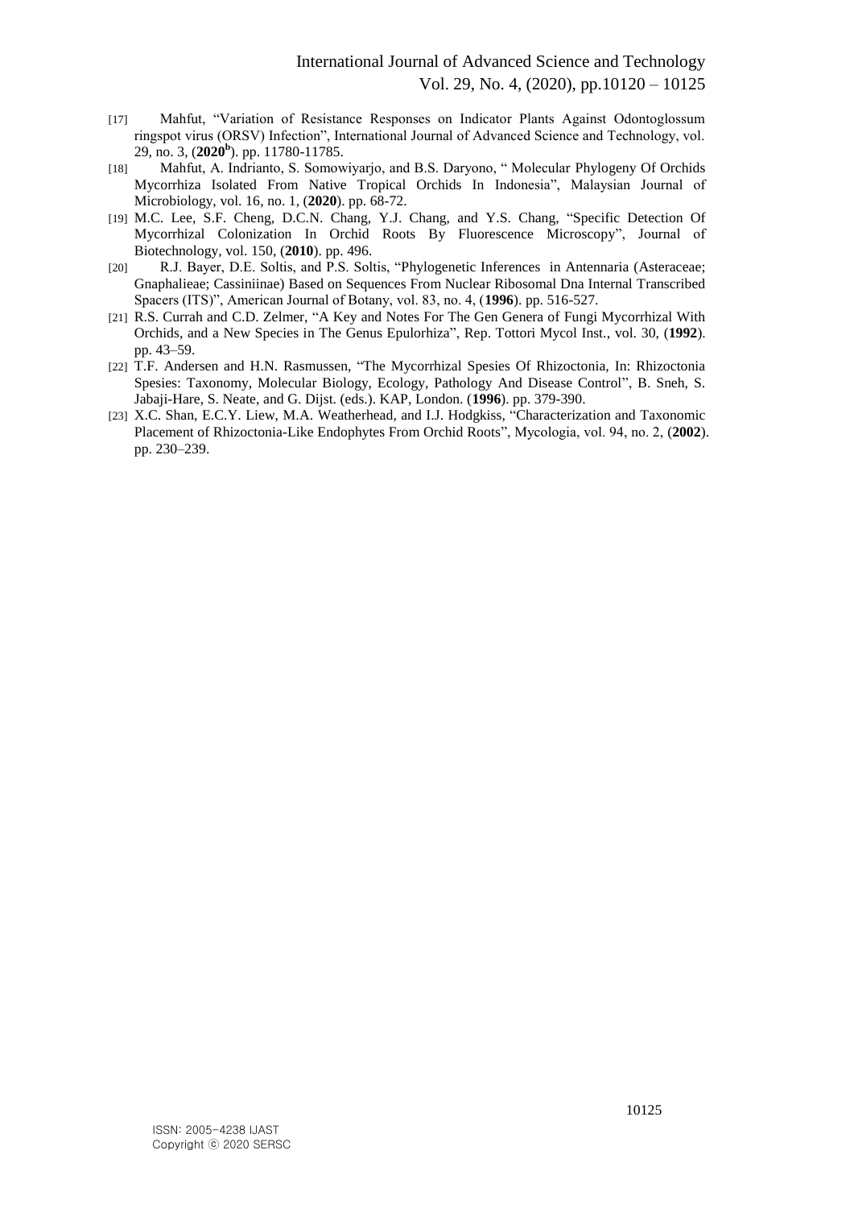[17] Mahfut, "Variation of Resistance Responses on Indicator Plants Against Odontoglossum ringspot virus (ORSV) Infection", International Journal of Advanced Science and Technology, vol. 29, no. 3, (**2020**[b]). pp. 11780-11785.

[18] Mahfut, A. Indrianto, S. Somowiyarjo, and B.S. Daryono, " Molecular Phylogeny Of Orchids Mycorrhiza Isolated From Native Tropical Orchids In Indonesia", Malaysian Journal of Microbiology, vol. 16, no. 1, (**2020**). pp. 68-72.

[19] M.C. Lee, S.F. Cheng, D.C.N. Chang, Y.J. Chang, and Y.S. Chang, "Specific Detection Of Mycorrhizal Colonization In Orchid Roots By Fluorescence Microscopy", Journal of Biotechnology, vol. 150, (**2010**). pp. 496.

[20] R.J. Bayer, D.E. Soltis, and P.S. Soltis, "Phylogenetic Inferences in Antennaria (Asteraceae; Gnaphalieae; Cassiniinae) Based on Sequences From Nuclear Ribosomal Dna Internal Transcribed Spacers (ITS)", American Journal of Botany, vol. 83, no. 4, (**1996**). pp. 516-527.

[21] R.S. Currah and C.D. Zelmer, "A Key and Notes For The Gen Genera of Fungi Mycorrhizal With Orchids, and a New Species in The Genus Epulorhiza", Rep. Tottori Mycol Inst., vol. 30, (**1992**). pp. 43–59.

[22] T.F. Andersen and H.N. Rasmussen, "The Mycorrhizal Spesies Of Rhizoctonia, In: Rhizoctonia Spesies: Taxonomy, Molecular Biology, Ecology, Pathology And Disease Control", B. Sneh, S. Jabaji-Hare, S. Neate, and G. Dijst. (eds.). KAP, London. (**1996**). pp. 379-390.

[23] X.C. Shan, E.C.Y. Liew, M.A. Weatherhead, and I.J. Hodgkiss, "Characterization and Taxonomic Placement of Rhizoctonia-Like Endophytes From Orchid Roots", Mycologia, vol. 94, no. 2, (**2002**). pp. 230–239.